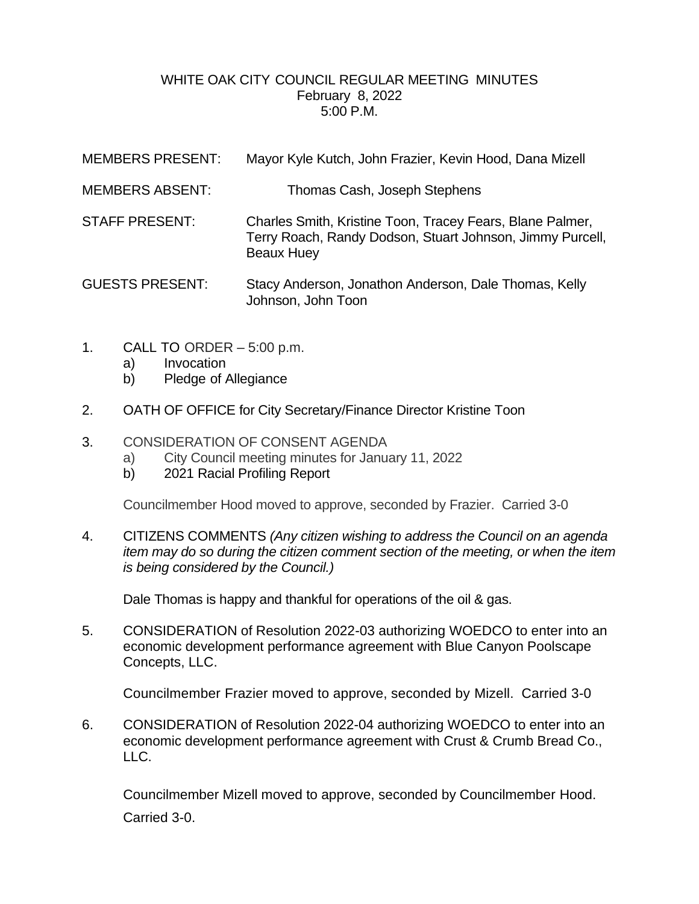# WHITE OAK CITY COUNCIL REGULAR MEETING MINUTES
February 8, 2022
5:00 P.M.

MEMBERS PRESENT: Mayor Kyle Kutch, John Frazier, Kevin Hood, Dana Mizell

MEMBERS ABSENT: Thomas Cash, Joseph Stephens

STAFF PRESENT: Charles Smith, Kristine Toon, Tracey Fears, Blane Palmer, Terry Roach, Randy Dodson, Stuart Johnson, Jimmy Purcell, Beaux Huey

GUESTS PRESENT: Stacy Anderson, Jonathon Anderson, Dale Thomas, Kelly Johnson, John Toon

1. CALL TO ORDER – 5:00 p.m.
   a) Invocation
   b) Pledge of Allegiance

2. OATH OF OFFICE for City Secretary/Finance Director Kristine Toon

3. CONSIDERATION OF CONSENT AGENDA
   a) City Council meeting minutes for January 11, 2022
   b) 2021 Racial Profiling Report

   Councilmember Hood moved to approve, seconded by Frazier. Carried 3-0

4. CITIZENS COMMENTS *(Any citizen wishing to address the Council on an agenda item may do so during the citizen comment section of the meeting, or when the item is being considered by the Council.)*

   Dale Thomas is happy and thankful for operations of the oil & gas.

5. CONSIDERATION of Resolution 2022-03 authorizing WOEDCO to enter into an economic development performance agreement with Blue Canyon Poolscape Concepts, LLC.

   Councilmember Frazier moved to approve, seconded by Mizell. Carried 3-0

6. CONSIDERATION of Resolution 2022-04 authorizing WOEDCO to enter into an economic development performance agreement with Crust & Crumb Bread Co., LLC.

   Councilmember Mizell moved to approve, seconded by Councilmember Hood. Carried 3-0.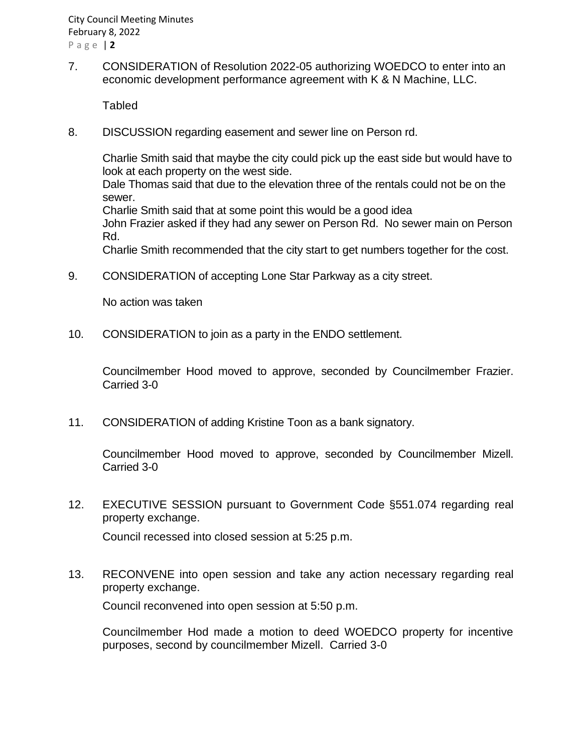7. CONSIDERATION of Resolution 2022-05 authorizing WOEDCO to enter into an economic development performance agreement with K & N Machine, LLC.

   Tabled

8. DISCUSSION regarding easement and sewer line on Person rd.

   Charlie Smith said that maybe the city could pick up the east side but would have to look at each property on the west side.
   Dale Thomas said that due to the elevation three of the rentals could not be on the sewer.
   Charlie Smith said that at some point this would be a good idea
   John Frazier asked if they had any sewer on Person Rd. No sewer main on Person Rd.
   Charlie Smith recommended that the city start to get numbers together for the cost.

9. CONSIDERATION of accepting Lone Star Parkway as a city street.

   No action was taken

10. CONSIDERATION to join as a party in the ENDO settlement.

    Councilmember Hood moved to approve, seconded by Councilmember Frazier. Carried 3-0

11. CONSIDERATION of adding Kristine Toon as a bank signatory.

    Councilmember Hood moved to approve, seconded by Councilmember Mizell. Carried 3-0

12. EXECUTIVE SESSION pursuant to Government Code §551.074 regarding real property exchange.

    Council recessed into closed session at 5:25 p.m.

13. RECONVENE into open session and take any action necessary regarding real property exchange.

    Council reconvened into open session at 5:50 p.m.

    Councilmember Hod made a motion to deed WOEDCO property for incentive purposes, second by councilmember Mizell. Carried 3-0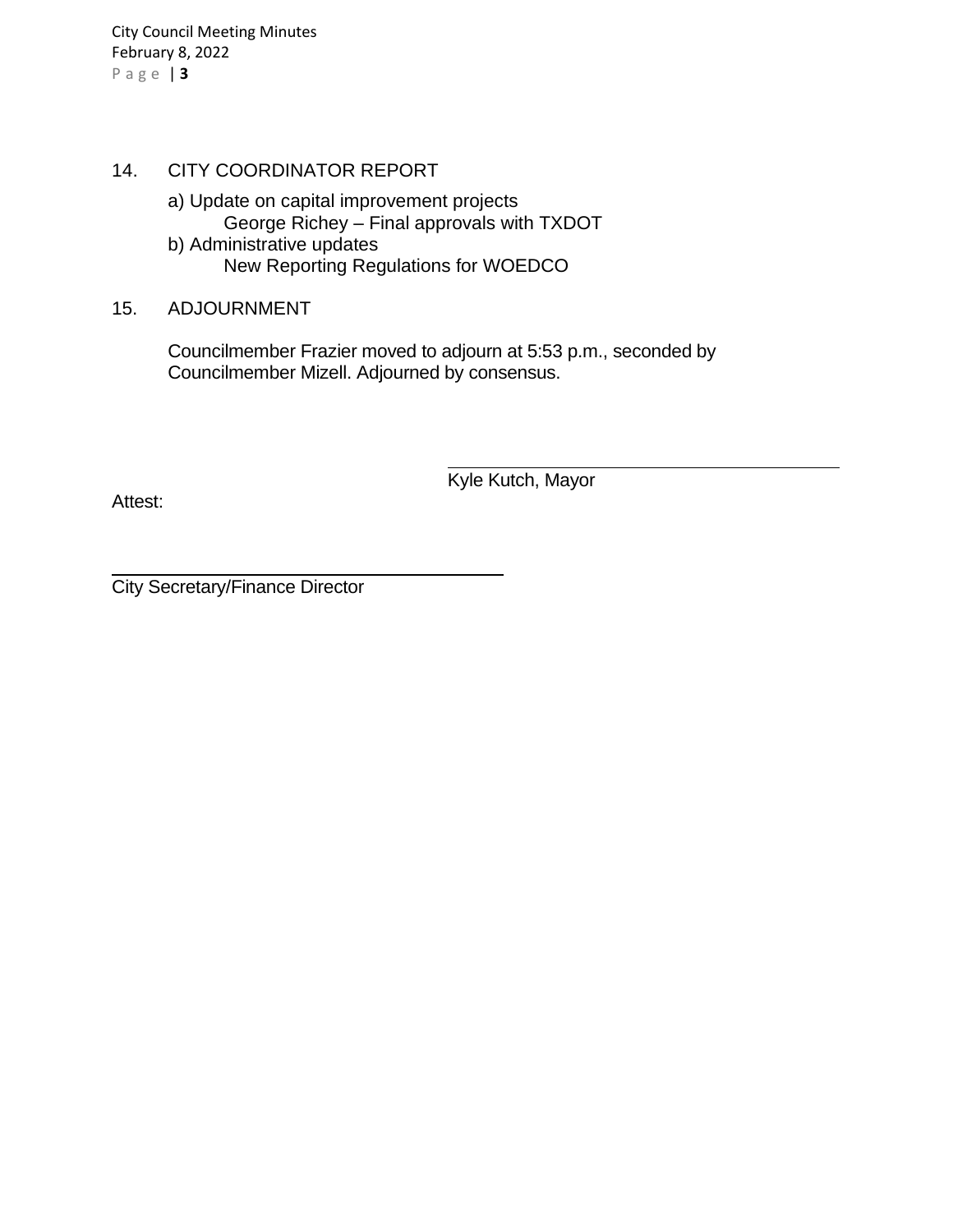## 14. CITY COORDINATOR REPORT

a) Update on capital improvement projects
  George Richey – Final approvals with TXDOT
b) Administrative updates
  New Reporting Regulations for WOEDCO

## 15. ADJOURNMENT

Councilmember Frazier moved to adjourn at 5:53 p.m., seconded by Councilmember Mizell. Adjourned by consensus.

\_\_\_\_\_\_\_\_\_\_\_\_\_\_\_\_\_\_\_\_\_\_\_\_\_\_\_\_\_\_\_\_\_\_\_\_
Kyle Kutch, Mayor

Attest:

\_\_\_\_\_\_\_\_\_\_\_\_\_\_\_\_\_\_\_\_\_\_\_\_\_\_\_\_\_\_\_\_\_\_\_\_
City Secretary/Finance Director